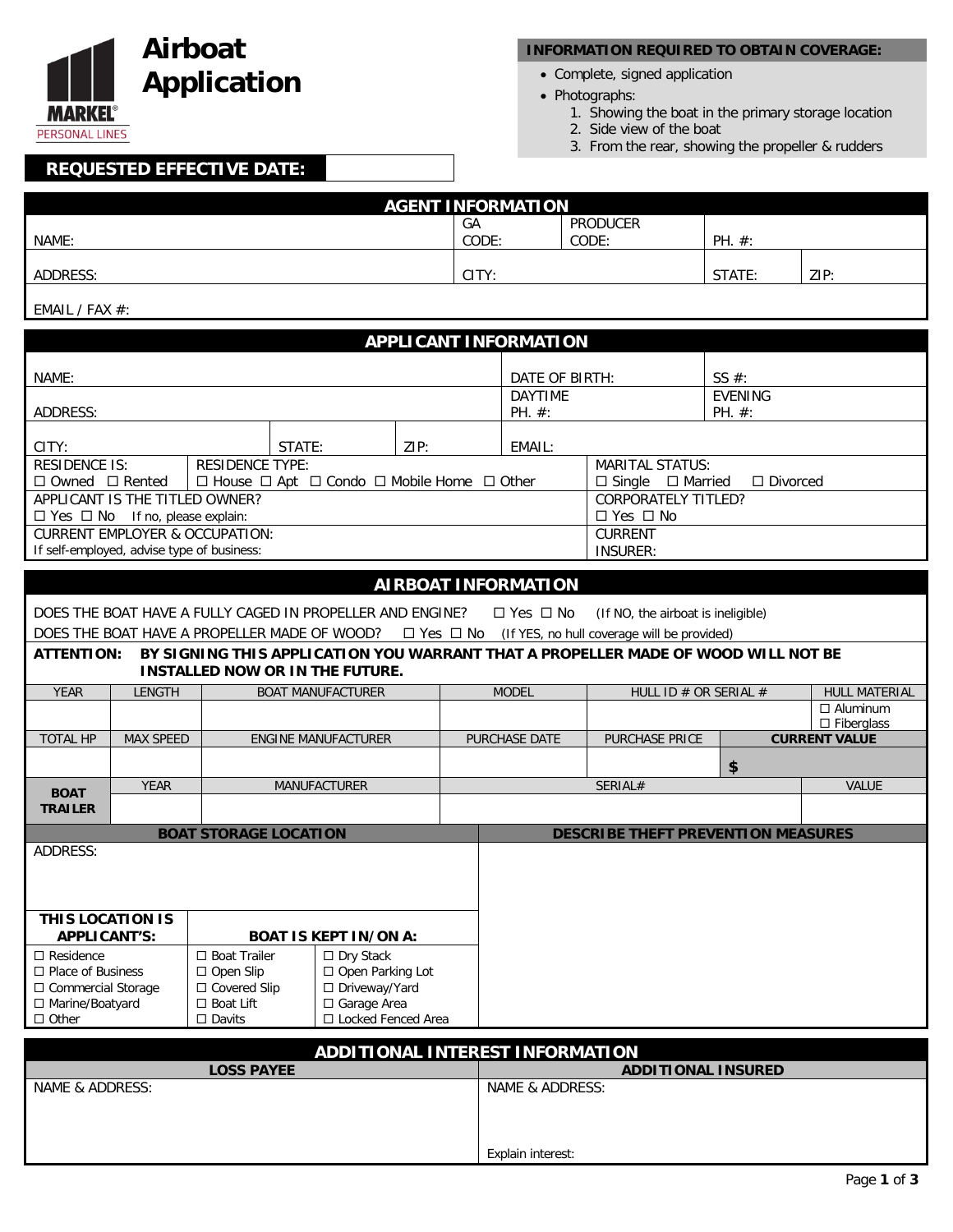MARKEL® PERSONAL LINES

# Airboat Application

**INFORMATION REQUIRED TO OBTAIN COVERAGE:**

- Complete, signed application
- Photographs:
    1. Showing the boat in the primary storage location
    2. Side view of the boat
    3. From the rear, showing the propeller & rudders

**REQUESTED EFFECTIVE DATE:**

## AGENT INFORMATION

| NAME: | GA CODE: | PRODUCER CODE: | PH. #: | |
|---|---|---|---|---|
| ADDRESS: | CITY: | | STATE: | ZIP: |
| EMAIL / FAX #: | | | | |

## APPLICANT INFORMATION

| NAME: | | | DATE OF BIRTH: | SS #: |
|---|---|---|---|---|
| ADDRESS: | | | DAYTIME PH. #: | EVENING PH. #: |
| CITY: | STATE: | ZIP: | EMAIL: | |
| RESIDENCE IS: ☐ Owned ☐ Rented | RESIDENCE TYPE: ☐ House ☐ Apt ☐ Condo ☐ Mobile Home ☐ Other | | | MARITAL STATUS: ☐ Single ☐ Married ☐ Divorced |
| APPLICANT IS THE TITLED OWNER? ☐ Yes ☐ No If no, please explain: | | | | CORPORATELY TITLED? ☐ Yes ☐ No |
| CURRENT EMPLOYER & OCCUPATION: If self-employed, advise type of business: | | | | CURRENT INSURER: |

## AIRBOAT INFORMATION

DOES THE BOAT HAVE A FULLY CAGED IN PROPELLER AND ENGINE? ☐ Yes ☐ No (If NO, the airboat is ineligible)

DOES THE BOAT HAVE A PROPELLER MADE OF WOOD? ☐ Yes ☐ No (If YES, no hull coverage will be provided)

**ATTENTION: BY SIGNING THIS APPLICATION YOU WARRANT THAT A PROPELLER MADE OF WOOD WILL NOT BE INSTALLED NOW OR IN THE FUTURE.**

| YEAR | LENGTH | BOAT MANUFACTURER | MODEL | HULL ID # OR SERIAL # | | HULL MATERIAL |
|---|---|---|---|---|---|---|
| | | | | | | ☐ Aluminum ☐ Fiberglass |
| TOTAL HP | MAX SPEED | ENGINE MANUFACTURER | PURCHASE DATE | PURCHASE PRICE | **CURRENT VALUE** | |
| | | | | | $ | |
| **BOAT TRAILER** | YEAR | MANUFACTURER | SERIAL# | | | VALUE |
| | | | | | | |

| BOAT STORAGE LOCATION | | | DESCRIBE THEFT PREVENTION MEASURES |
|---|---|---|---|
| ADDRESS: | | | |
| **THIS LOCATION IS APPLICANT'S:** | **BOAT IS KEPT IN/ON A:** | | |
| ☐ Residence | ☐ Boat Trailer | ☐ Dry Stack | |
| ☐ Place of Business | ☐ Open Slip | ☐ Open Parking Lot | |
| ☐ Commercial Storage | ☐ Covered Slip | ☐ Driveway/Yard | |
| ☐ Marine/Boatyard | ☐ Boat Lift | ☐ Garage Area | |
| ☐ Other | ☐ Davits | ☐ Locked Fenced Area | |

## ADDITIONAL INTEREST INFORMATION

| LOSS PAYEE | ADDITIONAL INSURED |
|---|---|
| NAME & ADDRESS: | NAME & ADDRESS: |
| | Explain interest: |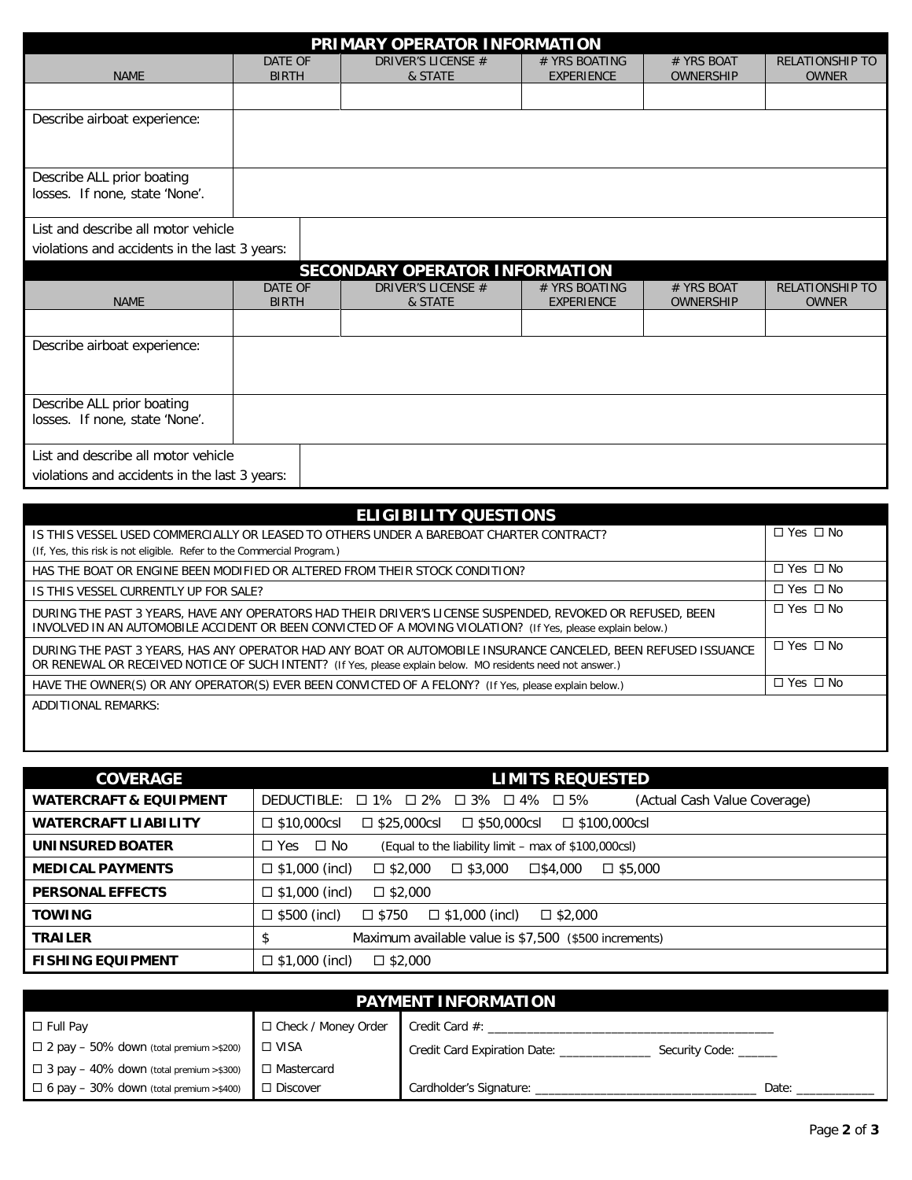## PRIMARY OPERATOR INFORMATION

| NAME | DATE OF BIRTH | DRIVER'S LICENSE # & STATE | # YRS BOATING EXPERIENCE | # YRS BOAT OWNERSHIP | RELATIONSHIP TO OWNER |
|---|---|---|---|---|---|
| | | | | | |

| | |
|---|---|
| Describe airboat experience: | |
| Describe ALL prior boating losses. If none, state 'None'. | |
| List and describe all motor vehicle violations and accidents in the last 3 years: | |

## SECONDARY OPERATOR INFORMATION

| NAME | DATE OF BIRTH | DRIVER'S LICENSE # & STATE | # YRS BOATING EXPERIENCE | # YRS BOAT OWNERSHIP | RELATIONSHIP TO OWNER |
|---|---|---|---|---|---|
| | | | | | |

| | |
|---|---|
| Describe airboat experience: | |
| Describe ALL prior boating losses. If none, state 'None'. | |
| List and describe all motor vehicle violations and accidents in the last 3 years: | |

## ELIGIBILITY QUESTIONS

| | |
|---|---|
| IS THIS VESSEL USED COMMERCIALLY OR LEASED TO OTHERS UNDER A BAREBOAT CHARTER CONTRACT? (If, Yes, this risk is not eligible. Refer to the Commercial Program.) | ☐ Yes ☐ No |
| HAS THE BOAT OR ENGINE BEEN MODIFIED OR ALTERED FROM THEIR STOCK CONDITION? | ☐ Yes ☐ No |
| IS THIS VESSEL CURRENTLY UP FOR SALE? | ☐ Yes ☐ No |
| DURING THE PAST 3 YEARS, HAVE ANY OPERATORS HAD THEIR DRIVER'S LICENSE SUSPENDED, REVOKED OR REFUSED, BEEN INVOLVED IN AN AUTOMOBILE ACCIDENT OR BEEN CONVICTED OF A MOVING VIOLATION? (If Yes, please explain below.) | ☐ Yes ☐ No |
| DURING THE PAST 3 YEARS, HAS ANY OPERATOR HAD ANY BOAT OR AUTOMOBILE INSURANCE CANCELED, BEEN REFUSED ISSUANCE OR RENEWAL OR RECEIVED NOTICE OF SUCH INTENT? (If Yes, please explain below. MO residents need not answer.) | ☐ Yes ☐ No |
| HAVE THE OWNER(S) OR ANY OPERATOR(S) EVER BEEN CONVICTED OF A FELONY? (If Yes, please explain below.) | ☐ Yes ☐ No |

ADDITIONAL REMARKS:

| COVERAGE | LIMITS REQUESTED |
|---|---|
| **WATERCRAFT & EQUIPMENT** | DEDUCTIBLE: ☐ 1% ☐ 2% ☐ 3% ☐ 4% ☐ 5% (Actual Cash Value Coverage) |
| **WATERCRAFT LIABILITY** | ☐ $10,000csl ☐ $25,000csl ☐ $50,000csl ☐ $100,000csl |
| **UNINSURED BOATER** | ☐ Yes ☐ No (Equal to the liability limit – max of $100,000csl) |
| **MEDICAL PAYMENTS** | ☐ $1,000 (incl) ☐ $2,000 ☐ $3,000 ☐ $4,000 ☐ $5,000 |
| **PERSONAL EFFECTS** | ☐ $1,000 (incl) ☐ $2,000 |
| **TOWING** | ☐ $500 (incl) ☐ $750 ☐ $1,000 (incl) ☐ $2,000 |
| **TRAILER** | $ Maximum available value is $7,500 ($500 increments) |
| **FISHING EQUIPMENT** | ☐ $1,000 (incl) ☐ $2,000 |

## PAYMENT INFORMATION

| | | |
|---|---|---|
| ☐ Full Pay | ☐ Check / Money Order | Credit Card #: ________________________________________ |
| ☐ 2 pay – 50% down (total premium >$200) | ☐ VISA | Credit Card Expiration Date: _____________ Security Code: ______ |
| ☐ 3 pay – 40% down (total premium >$300) | ☐ Mastercard | |
| ☐ 6 pay – 30% down (total premium >$400) | ☐ Discover | Cardholder's Signature: ________________________________ Date: ___________ |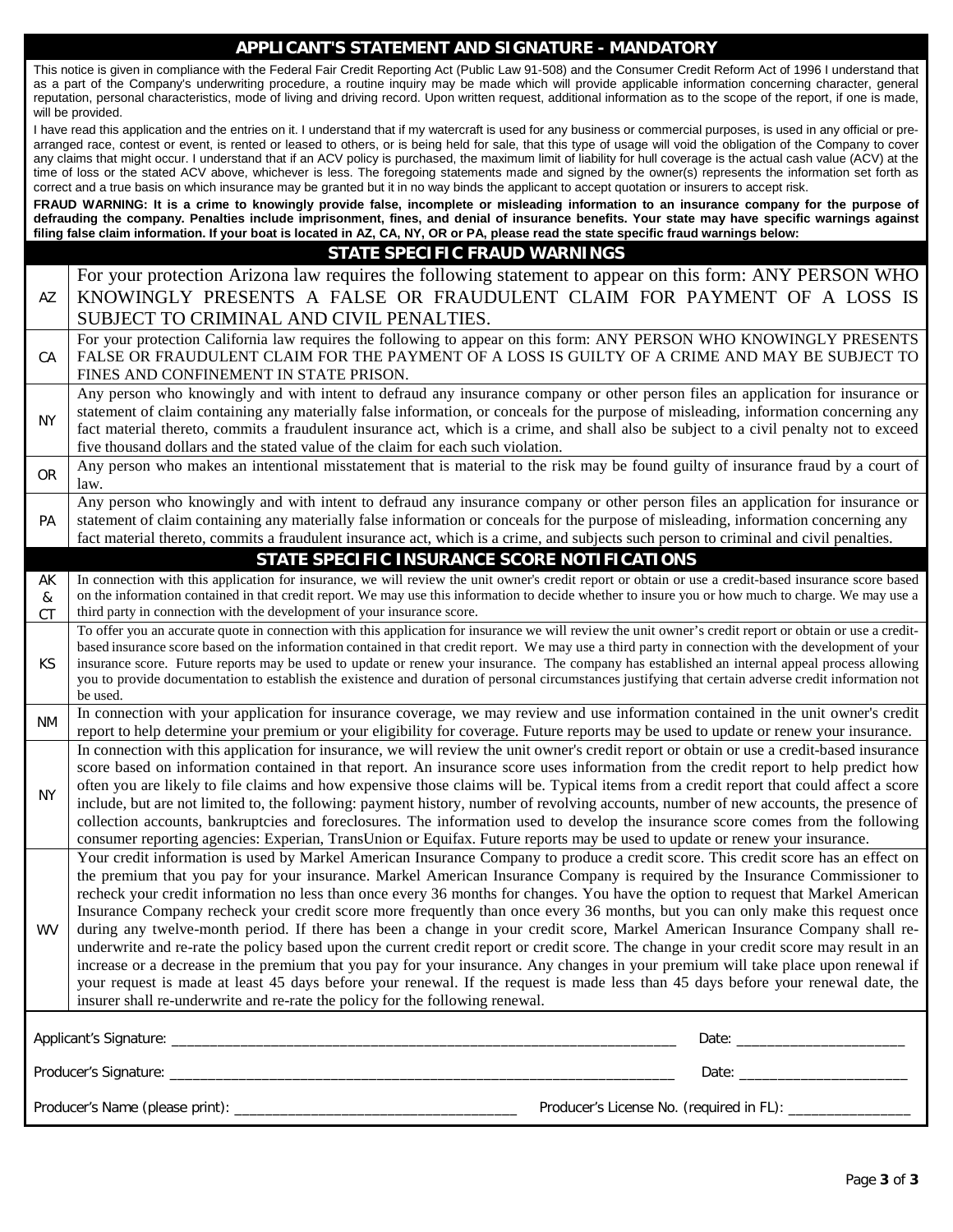## APPLICANT'S STATEMENT AND SIGNATURE - MANDATORY

This notice is given in compliance with the Federal Fair Credit Reporting Act (Public Law 91-508) and the Consumer Credit Reform Act of 1996 I understand that as a part of the Company's underwriting procedure, a routine inquiry may be made which will provide applicable information concerning character, general reputation, personal characteristics, mode of living and driving record. Upon written request, additional information as to the scope of the report, if one is made, will be provided.

I have read this application and the entries on it. I understand that if my watercraft is used for any business or commercial purposes, is used in any official or pre-arranged race, contest or event, is rented or leased to others, or is being held for sale, that this type of usage will void the obligation of the Company to cover any claims that might occur. I understand that if an ACV policy is purchased, the maximum limit of liability for hull coverage is the actual cash value (ACV) at the time of loss or the stated ACV above, whichever is less. The foregoing statements made and signed by the owner(s) represents the information set forth as correct and a true basis on which insurance may be granted but it in no way binds the applicant to accept quotation or insurers to accept risk.

**FRAUD WARNING: It is a crime to knowingly provide false, incomplete or misleading information to an insurance company for the purpose of defrauding the company. Penalties include imprisonment, fines, and denial of insurance benefits. Your state may have specific warnings against filing false claim information. If your boat is located in AZ, CA, NY, OR or PA, please read the state specific fraud warnings below:**

## STATE SPECIFIC FRAUD WARNINGS

| | |
|---|---|
| AZ | For your protection Arizona law requires the following statement to appear on this form: ANY PERSON WHO KNOWINGLY PRESENTS A FALSE OR FRAUDULENT CLAIM FOR PAYMENT OF A LOSS IS SUBJECT TO CRIMINAL AND CIVIL PENALTIES. |
| CA | For your protection California law requires the following to appear on this form: ANY PERSON WHO KNOWINGLY PRESENTS FALSE OR FRAUDULENT CLAIM FOR THE PAYMENT OF A LOSS IS GUILTY OF A CRIME AND MAY BE SUBJECT TO FINES AND CONFINEMENT IN STATE PRISON. |
| NY | Any person who knowingly and with intent to defraud any insurance company or other person files an application for insurance or statement of claim containing any materially false information, or conceals for the purpose of misleading, information concerning any fact material thereto, commits a fraudulent insurance act, which is a crime, and shall also be subject to a civil penalty not to exceed five thousand dollars and the stated value of the claim for each such violation. |
| OR | Any person who makes an intentional misstatement that is material to the risk may be found guilty of insurance fraud by a court of law. |
| PA | Any person who knowingly and with intent to defraud any insurance company or other person files an application for insurance or statement of claim containing any materially false information or conceals for the purpose of misleading, information concerning any fact material thereto, commits a fraudulent insurance act, which is a crime, and subjects such person to criminal and civil penalties. |

## STATE SPECIFIC INSURANCE SCORE NOTIFICATIONS

| | |
|---|---|
| AK & CT | In connection with this application for insurance, we will review the unit owner's credit report or obtain or use a credit-based insurance score based on the information contained in that credit report. We may use this information to decide whether to insure you or how much to charge. We may use a third party in connection with the development of your insurance score. |
| KS | To offer you an accurate quote in connection with this application for insurance we will review the unit owner's credit report or obtain or use a credit-based insurance score based on the information contained in that credit report. We may use a third party in connection with the development of your insurance score. Future reports may be used to update or renew your insurance. The company has established an internal appeal process allowing you to provide documentation to establish the existence and duration of personal circumstances justifying that certain adverse credit information not be used. |
| NM | In connection with your application for insurance coverage, we may review and use information contained in the unit owner's credit report to help determine your premium or your eligibility for coverage. Future reports may be used to update or renew your insurance. |
| NY | In connection with this application for insurance, we will review the unit owner's credit report or obtain or use a credit-based insurance score based on information contained in that report. An insurance score uses information from the credit report to help predict how often you are likely to file claims and how expensive those claims will be. Typical items from a credit report that could affect a score include, but are not limited to, the following: payment history, number of revolving accounts, number of new accounts, the presence of collection accounts, bankruptcies and foreclosures. The information used to develop the insurance score comes from the following consumer reporting agencies: Experian, TransUnion or Equifax. Future reports may be used to update or renew your insurance. |
| WV | Your credit information is used by Markel American Insurance Company to produce a credit score. This credit score has an effect on the premium that you pay for your insurance. Markel American Insurance Company is required by the Insurance Commissioner to recheck your credit information no less than once every 36 months for changes. You have the option to request that Markel American Insurance Company recheck your credit score more frequently than once every 36 months, but you can only make this request once during any twelve-month period. If there has been a change in your credit score, Markel American Insurance Company shall re-underwrite and re-rate the policy based upon the current credit report or credit score. The change in your credit score may result in an increase or a decrease in the premium that you pay for your insurance. Any changes in your premium will take place upon renewal if your request is made at least 45 days before your renewal. If the request is made less than 45 days before your renewal date, the insurer shall re-underwrite and re-rate the policy for the following renewal. |

Applicant's Signature: ______________________________ Date: ____________________

Producer's Signature: ______________________________ Date: ____________________

Producer's Name (please print): ______________________________ Producer's License No. (required in FL): ________________